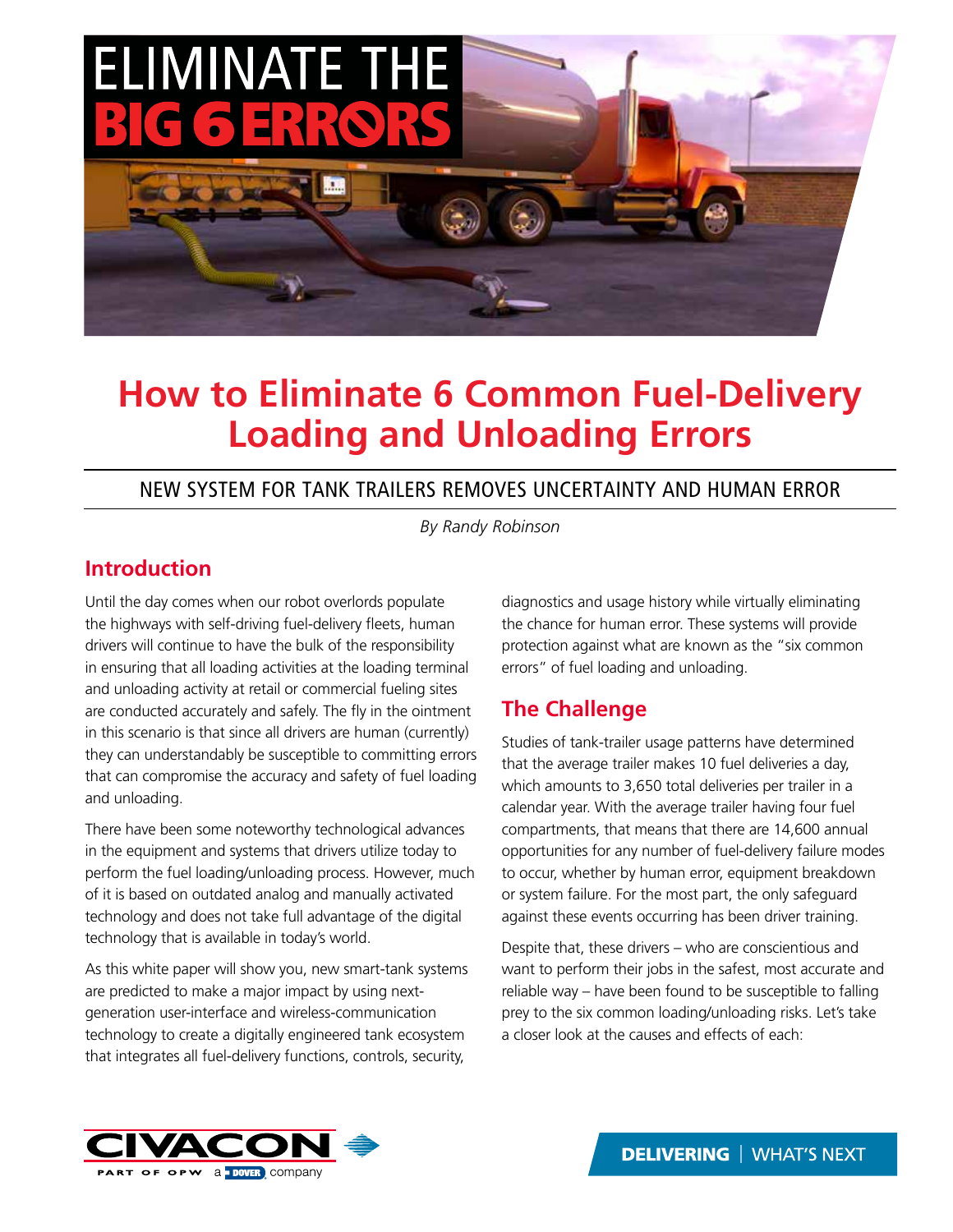# ELIMINATE THE BIG 6 ERRORS

# How to Eliminate 6 Common Fuel-Delivery Loading and Unloading Errors

## NEW SYSTEM FOR TANK TRAILERS REMOVES UNCERTAINTY AND HUMAN ERROR

*By Randy Robinson*

## Introduction

Until the day comes when our robot overlords populate the highways with self-driving fuel-delivery fleets, human drivers will continue to have the bulk of the responsibility in ensuring that all loading activities at the loading terminal and unloading activity at retail or commercial fueling sites are conducted accurately and safely. The fly in the ointment in this scenario is that since all drivers are human (currently) they can understandably be susceptible to committing errors that can compromise the accuracy and safety of fuel loading and unloading.

There have been some noteworthy technological advances in the equipment and systems that drivers utilize today to perform the fuel loading/unloading process. However, much of it is based on outdated analog and manually activated technology and does not take full advantage of the digital technology that is available in today's world.

As this white paper will show you, new smart-tank systems are predicted to make a major impact by using next-generation user-interface and wireless-communication technology to create a digitally engineered tank ecosystem that integrates all fuel-delivery functions, controls, security, diagnostics and usage history while virtually eliminating the chance for human error. These systems will provide protection against what are known as the "six common errors" of fuel loading and unloading.

## The Challenge

Studies of tank-trailer usage patterns have determined that the average trailer makes 10 fuel deliveries a day, which amounts to 3,650 total deliveries per trailer in a calendar year. With the average trailer having four fuel compartments, that means that there are 14,600 annual opportunities for any number of fuel-delivery failure modes to occur, whether by human error, equipment breakdown or system failure. For the most part, the only safeguard against these events occurring has been driver training.

Despite that, these drivers – who are conscientious and want to perform their jobs in the safest, most accurate and reliable way – have been found to be susceptible to falling prey to the six common loading/unloading risks. Let's take a closer look at the causes and effects of each:

CIVACON PART OF OPW a DOVER company

DELIVERING | WHAT'S NEXT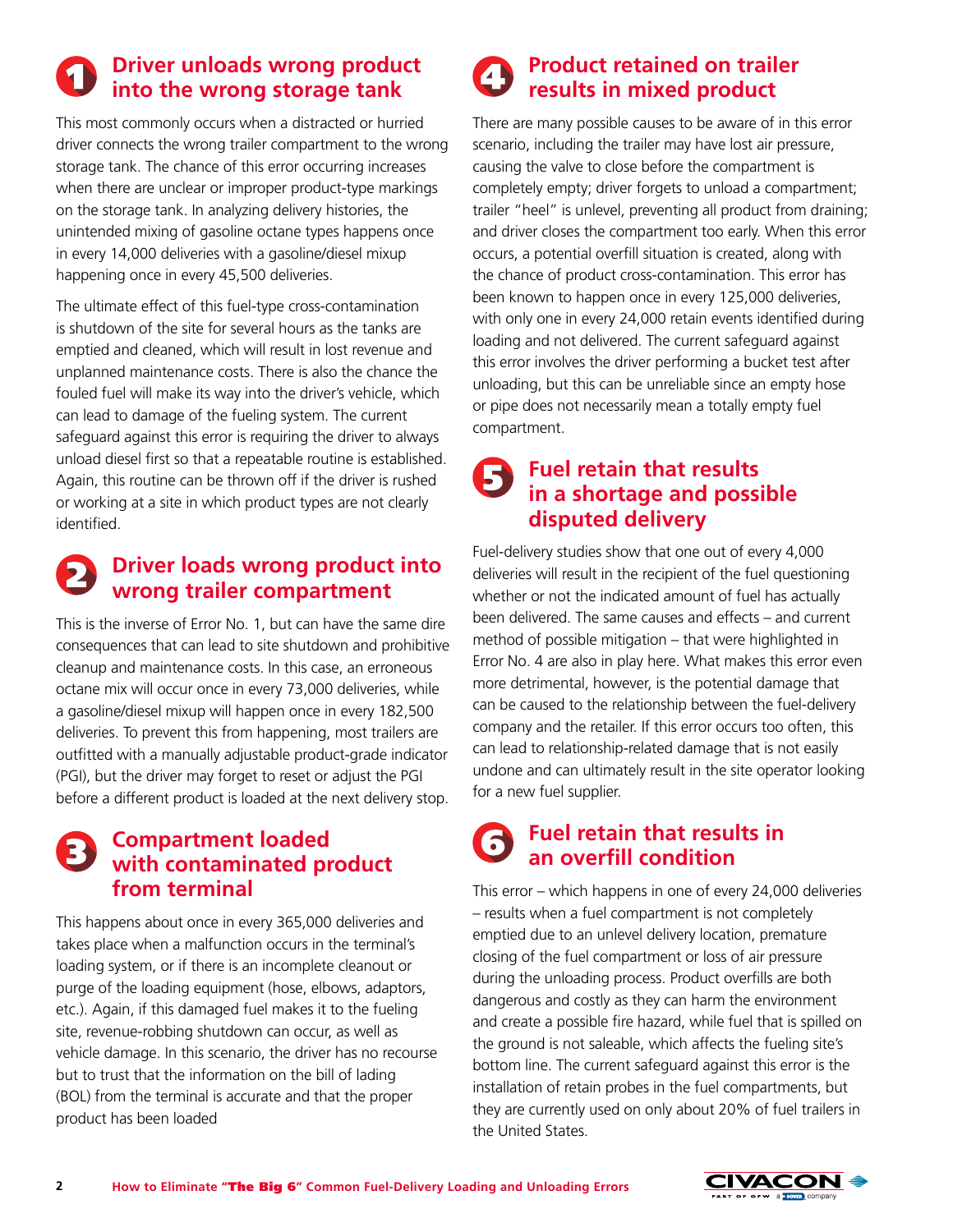## 1 Driver unloads wrong product into the wrong storage tank

This most commonly occurs when a distracted or hurried driver connects the wrong trailer compartment to the wrong storage tank. The chance of this error occurring increases when there are unclear or improper product-type markings on the storage tank. In analyzing delivery histories, the unintended mixing of gasoline octane types happens once in every 14,000 deliveries with a gasoline/diesel mixup happening once in every 45,500 deliveries.

The ultimate effect of this fuel-type cross-contamination is shutdown of the site for several hours as the tanks are emptied and cleaned, which will result in lost revenue and unplanned maintenance costs. There is also the chance the fouled fuel will make its way into the driver's vehicle, which can lead to damage of the fueling system. The current safeguard against this error is requiring the driver to always unload diesel first so that a repeatable routine is established. Again, this routine can be thrown off if the driver is rushed or working at a site in which product types are not clearly identified.

## 2 Driver loads wrong product into wrong trailer compartment

This is the inverse of Error No. 1, but can have the same dire consequences that can lead to site shutdown and prohibitive cleanup and maintenance costs. In this case, an erroneous octane mix will occur once in every 73,000 deliveries, while a gasoline/diesel mixup will happen once in every 182,500 deliveries. To prevent this from happening, most trailers are outfitted with a manually adjustable product-grade indicator (PGI), but the driver may forget to reset or adjust the PGI before a different product is loaded at the next delivery stop.

## 3 Compartment loaded with contaminated product from terminal

This happens about once in every 365,000 deliveries and takes place when a malfunction occurs in the terminal's loading system, or if there is an incomplete cleanout or purge of the loading equipment (hose, elbows, adaptors, etc.). Again, if this damaged fuel makes it to the fueling site, revenue-robbing shutdown can occur, as well as vehicle damage. In this scenario, the driver has no recourse but to trust that the information on the bill of lading (BOL) from the terminal is accurate and that the proper product has been loaded

## 4 Product retained on trailer results in mixed product

There are many possible causes to be aware of in this error scenario, including the trailer may have lost air pressure, causing the valve to close before the compartment is completely empty; driver forgets to unload a compartment; trailer "heel" is unlevel, preventing all product from draining; and driver closes the compartment too early. When this error occurs, a potential overfill situation is created, along with the chance of product cross-contamination. This error has been known to happen once in every 125,000 deliveries, with only one in every 24,000 retain events identified during loading and not delivered. The current safeguard against this error involves the driver performing a bucket test after unloading, but this can be unreliable since an empty hose or pipe does not necessarily mean a totally empty fuel compartment.

## 5 Fuel retain that results in a shortage and possible disputed delivery

Fuel-delivery studies show that one out of every 4,000 deliveries will result in the recipient of the fuel questioning whether or not the indicated amount of fuel has actually been delivered. The same causes and effects – and current method of possible mitigation – that were highlighted in Error No. 4 are also in play here. What makes this error even more detrimental, however, is the potential damage that can be caused to the relationship between the fuel-delivery company and the retailer. If this error occurs too often, this can lead to relationship-related damage that is not easily undone and can ultimately result in the site operator looking for a new fuel supplier.

## 6 Fuel retain that results in an overfill condition

This error – which happens in one of every 24,000 deliveries – results when a fuel compartment is not completely emptied due to an unlevel delivery location, premature closing of the fuel compartment or loss of air pressure during the unloading process. Product overfills are both dangerous and costly as they can harm the environment and create a possible fire hazard, while fuel that is spilled on the ground is not saleable, which affects the fueling site's bottom line. The current safeguard against this error is the installation of retain probes in the fuel compartments, but they are currently used on only about 20% of fuel trailers in the United States.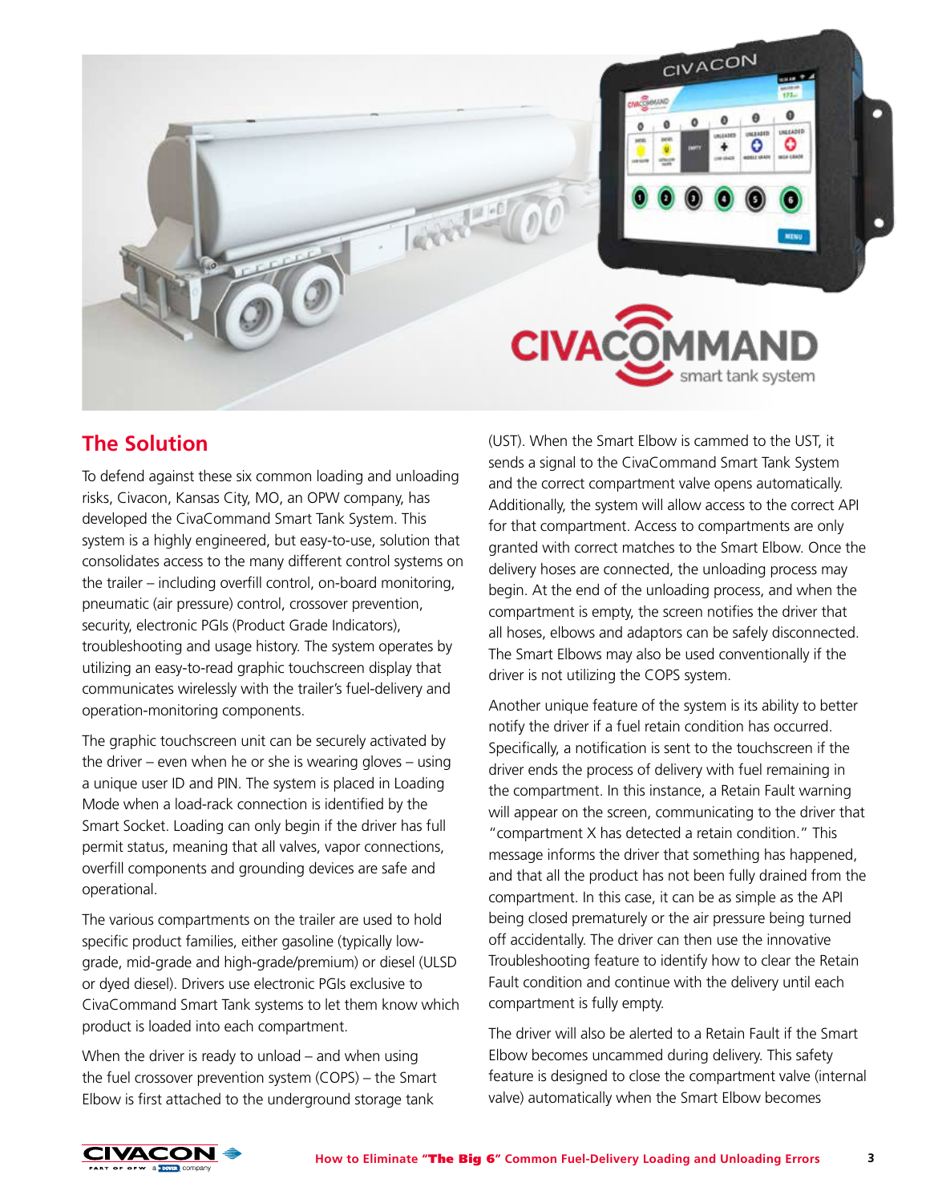## The Solution

To defend against these six common loading and unloading risks, Civacon, Kansas City, MO, an OPW company, has developed the CivaCommand Smart Tank System. This system is a highly engineered, but easy-to-use, solution that consolidates access to the many different control systems on the trailer – including overfill control, on-board monitoring, pneumatic (air pressure) control, crossover prevention, security, electronic PGIs (Product Grade Indicators), troubleshooting and usage history. The system operates by utilizing an easy-to-read graphic touchscreen display that communicates wirelessly with the trailer's fuel-delivery and operation-monitoring components.

The graphic touchscreen unit can be securely activated by the driver – even when he or she is wearing gloves – using a unique user ID and PIN. The system is placed in Loading Mode when a load-rack connection is identified by the Smart Socket. Loading can only begin if the driver has full permit status, meaning that all valves, vapor connections, overfill components and grounding devices are safe and operational.

The various compartments on the trailer are used to hold specific product families, either gasoline (typically low-grade, mid-grade and high-grade/premium) or diesel (ULSD or dyed diesel). Drivers use electronic PGIs exclusive to CivaCommand Smart Tank systems to let them know which product is loaded into each compartment.

When the driver is ready to unload – and when using the fuel crossover prevention system (COPS) – the Smart Elbow is first attached to the underground storage tank (UST). When the Smart Elbow is cammed to the UST, it sends a signal to the CivaCommand Smart Tank System and the correct compartment valve opens automatically. Additionally, the system will allow access to the correct API for that compartment. Access to compartments are only granted with correct matches to the Smart Elbow. Once the delivery hoses are connected, the unloading process may begin. At the end of the unloading process, and when the compartment is empty, the screen notifies the driver that all hoses, elbows and adaptors can be safely disconnected. The Smart Elbows may also be used conventionally if the driver is not utilizing the COPS system.

Another unique feature of the system is its ability to better notify the driver if a fuel retain condition has occurred. Specifically, a notification is sent to the touchscreen if the driver ends the process of delivery with fuel remaining in the compartment. In this instance, a Retain Fault warning will appear on the screen, communicating to the driver that "compartment X has detected a retain condition." This message informs the driver that something has happened, and that all the product has not been fully drained from the compartment. In this case, it can be as simple as the API being closed prematurely or the air pressure being turned off accidentally. The driver can then use the innovative Troubleshooting feature to identify how to clear the Retain Fault condition and continue with the delivery until each compartment is fully empty.

The driver will also be alerted to a Retain Fault if the Smart Elbow becomes uncammed during delivery. This safety feature is designed to close the compartment valve (internal valve) automatically when the Smart Elbow becomes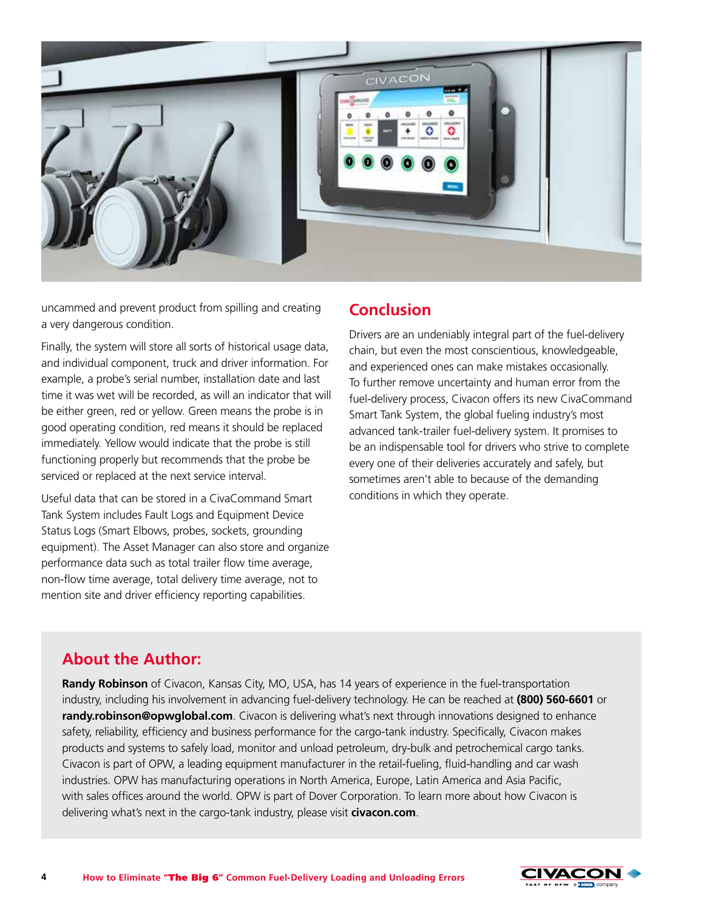uncammed and prevent product from spilling and creating a very dangerous condition.

Finally, the system will store all sorts of historical usage data, and individual component, truck and driver information. For example, a probe's serial number, installation date and last time it was wet will be recorded, as will an indicator that will be either green, red or yellow. Green means the probe is in good operating condition, red means it should be replaced immediately. Yellow would indicate that the probe is still functioning properly but recommends that the probe be serviced or replaced at the next service interval.

Useful data that can be stored in a CivaCommand Smart Tank System includes Fault Logs and Equipment Device Status Logs (Smart Elbows, probes, sockets, grounding equipment). The Asset Manager can also store and organize performance data such as total trailer flow time average, non-flow time average, total delivery time average, not to mention site and driver efficiency reporting capabilities.

## Conclusion

Drivers are an undeniably integral part of the fuel-delivery chain, but even the most conscientious, knowledgeable, and experienced ones can make mistakes occasionally. To further remove uncertainty and human error from the fuel-delivery process, Civacon offers its new CivaCommand Smart Tank System, the global fueling industry's most advanced tank-trailer fuel-delivery system. It promises to be an indispensable tool for drivers who strive to complete every one of their deliveries accurately and safely, but sometimes aren't able to because of the demanding conditions in which they operate.

## About the Author:

**Randy Robinson** of Civacon, Kansas City, MO, USA, has 14 years of experience in the fuel-transportation industry, including his involvement in advancing fuel-delivery technology. He can be reached at **(800) 560-6601** or **randy.robinson@opwglobal.com**. Civacon is delivering what's next through innovations designed to enhance safety, reliability, efficiency and business performance for the cargo-tank industry. Specifically, Civacon makes products and systems to safely load, monitor and unload petroleum, dry-bulk and petrochemical cargo tanks. Civacon is part of OPW, a leading equipment manufacturer in the retail-fueling, fluid-handling and car wash industries. OPW has manufacturing operations in North America, Europe, Latin America and Asia Pacific, with sales offices around the world. OPW is part of Dover Corporation. To learn more about how Civacon is delivering what's next in the cargo-tank industry, please visit **civacon.com**.